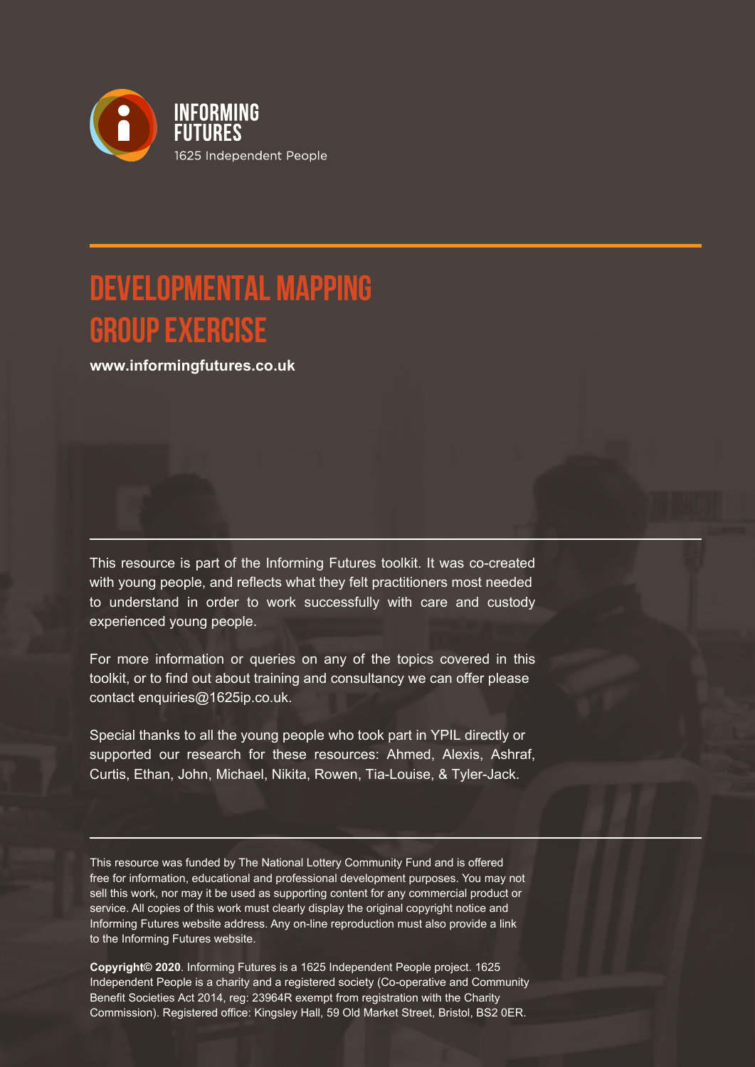INFORMING FUTURES

1625 Independent People

# DEVELOPMENTAL MAPPING GROUP EXERCISE

**www.informingfutures.co.uk**

This resource is part of the Informing Futures toolkit. It was co-created with young people, and reflects what they felt practitioners most needed to understand in order to work successfully with care and custody experienced young people.

For more information or queries on any of the topics covered in this toolkit, or to find out about training and consultancy we can offer please contact enquiries@1625ip.co.uk.

Special thanks to all the young people who took part in YPIL directly or supported our research for these resources: Ahmed, Alexis, Ashraf, Curtis, Ethan, John, Michael, Nikita, Rowen, Tia-Louise, & Tyler-Jack.

This resource was funded by The National Lottery Community Fund and is offered free for information, educational and professional development purposes. You may not sell this work, nor may it be used as supporting content for any commercial product or service. All copies of this work must clearly display the original copyright notice and Informing Futures website address. Any on-line reproduction must also provide a link to the Informing Futures website.

**Copyright© 2020**. Informing Futures is a 1625 Independent People project. 1625 Independent People is a charity and a registered society (Co-operative and Community Benefit Societies Act 2014, reg: 23964R exempt from registration with the Charity Commission). Registered office: Kingsley Hall, 59 Old Market Street, Bristol, BS2 0ER.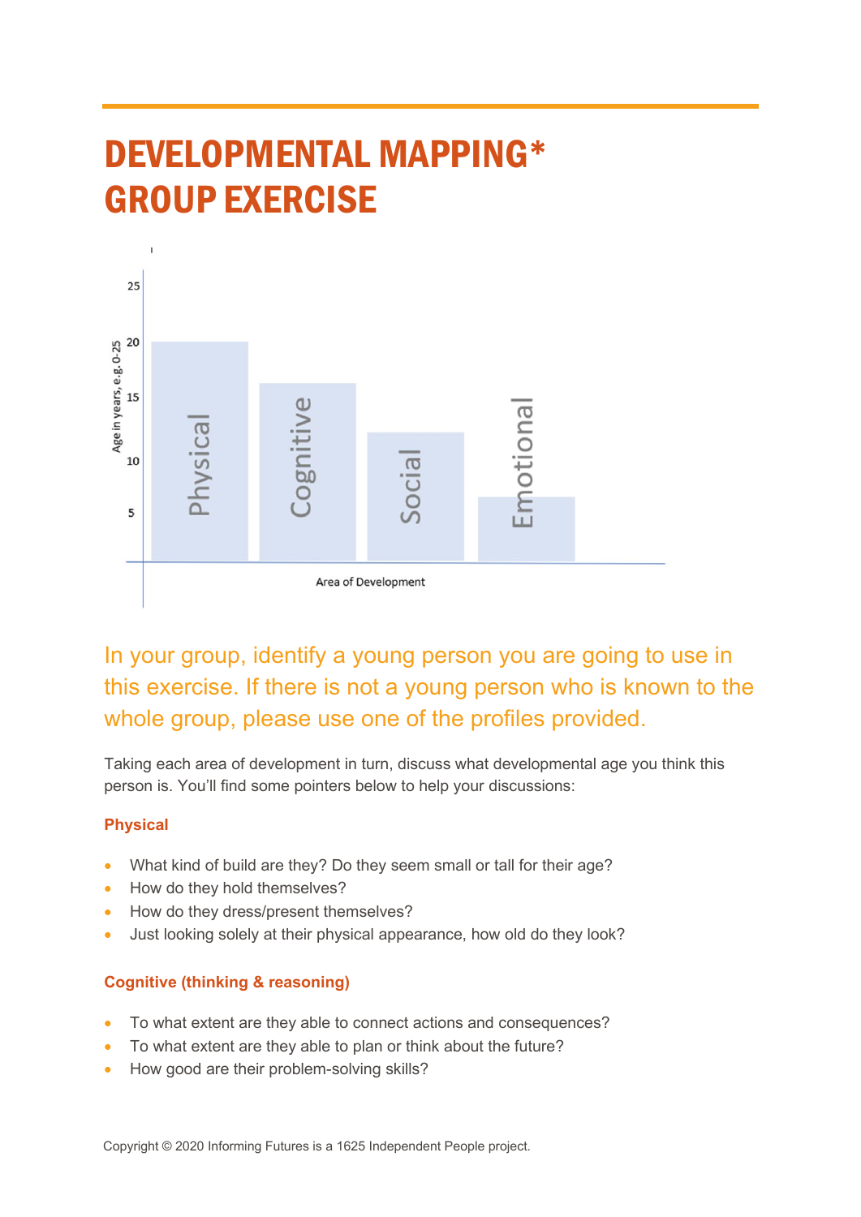# DEVELOPMENTAL MAPPING*
# GROUP EXERCISE

## In your group, identify a young person you are going to use in this exercise. If there is not a young person who is known to the whole group, please use one of the profiles provided.

Taking each area of development in turn, discuss what developmental age you think this person is. You'll find some pointers below to help your discussions:

### Physical

- What kind of build are they? Do they seem small or tall for their age?
- How do they hold themselves?
- How do they dress/present themselves?
- Just looking solely at their physical appearance, how old do they look?

### Cognitive (thinking & reasoning)

- To what extent are they able to connect actions and consequences?
- To what extent are they able to plan or think about the future?
- How good are their problem-solving skills?

Copyright © 2020 Informing Futures is a 1625 Independent People project.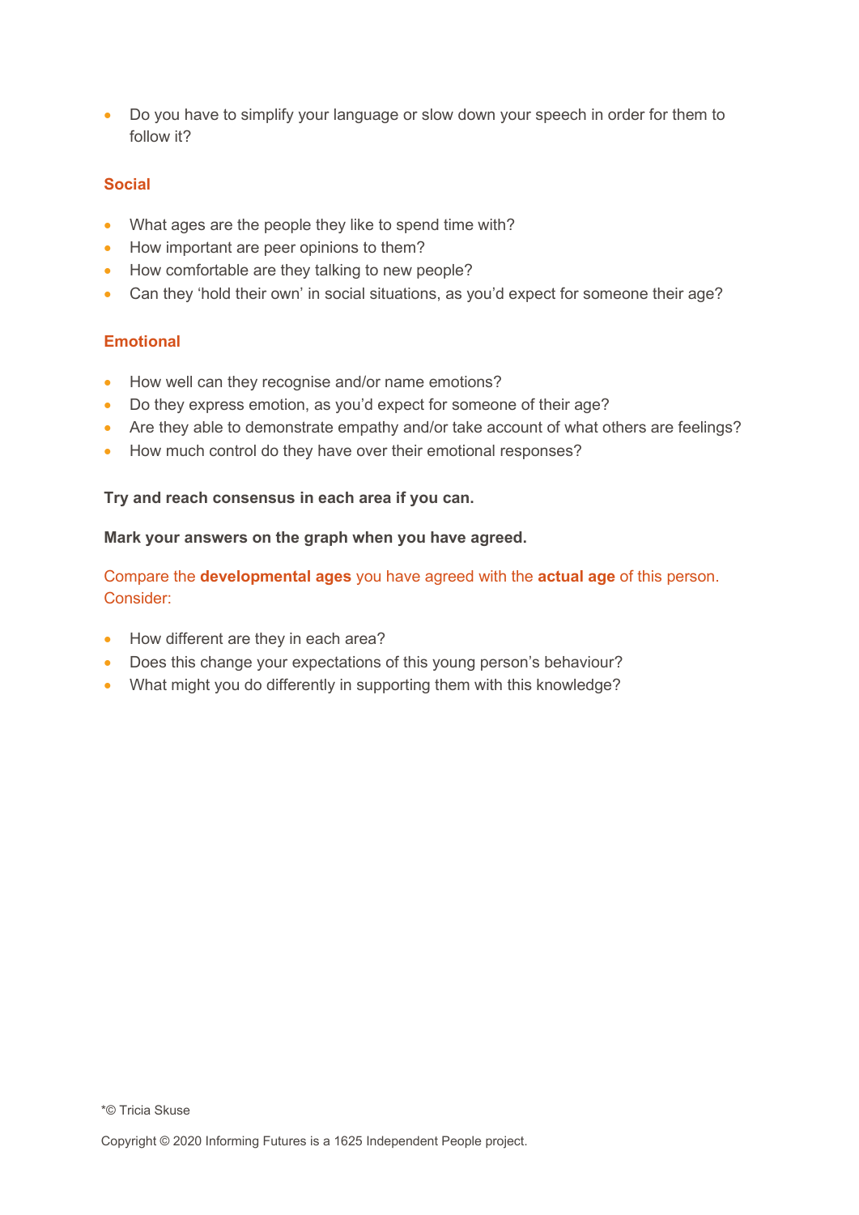- Do you have to simplify your language or slow down your speech in order for them to follow it?

### Social

- What ages are the people they like to spend time with?
- How important are peer opinions to them?
- How comfortable are they talking to new people?
- Can they 'hold their own' in social situations, as you'd expect for someone their age?

### Emotional

- How well can they recognise and/or name emotions?
- Do they express emotion, as you'd expect for someone of their age?
- Are they able to demonstrate empathy and/or take account of what others are feelings?
- How much control do they have over their emotional responses?

**Try and reach consensus in each area if you can.**

**Mark your answers on the graph when you have agreed.**

Compare the **developmental ages** you have agreed with the **actual age** of this person. Consider:

- How different are they in each area?
- Does this change your expectations of this young person's behaviour?
- What might you do differently in supporting them with this knowledge?

*© Tricia Skuse

Copyright © 2020 Informing Futures is a 1625 Independent People project.